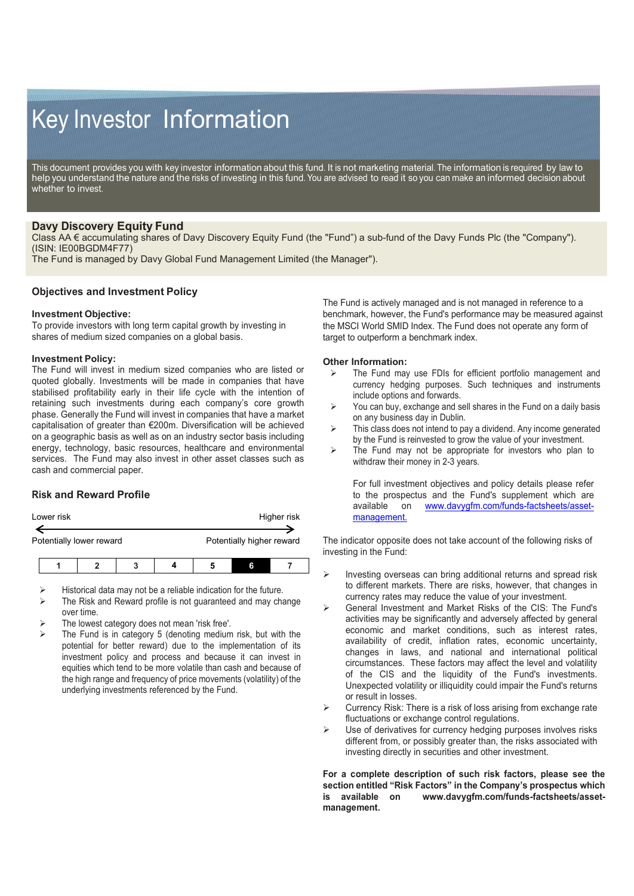# Key Investor Information

This document provides you with key investor information about this fund. It is not marketing material. The information is required by law to help you understand the nature and the risks of investing in this fund. You are advised to read it so you can make an informed decision about whether to invest.

**Davy Discovery Equity Fund**
Class AA € accumulating shares of Davy Discovery Equity Fund (the "Fund") a sub-fund of the Davy Funds Plc (the "Company"). (ISIN: IE00BGDM4F77)
The Fund is managed by Davy Global Fund Management Limited (the Manager").

## Objectives and Investment Policy

**Investment Objective:**
To provide investors with long term capital growth by investing in shares of medium sized companies on a global basis.

**Investment Policy:**
The Fund will invest in medium sized companies who are listed or quoted globally. Investments will be made in companies that have stabilised profitability early in their life cycle with the intention of retaining such investments during each company's core growth phase. Generally the Fund will invest in companies that have a market capitalisation of greater than €200m. Diversification will be achieved on a geographic basis as well as on an industry sector basis including energy, technology, basic resources, healthcare and environmental services. The Fund may also invest in other asset classes such as cash and commercial paper.

The Fund is actively managed and is not managed in reference to a benchmark, however, the Fund's performance may be measured against the MSCI World SMID Index. The Fund does not operate any form of target to outperform a benchmark index.

**Other Information:**

- The Fund may use FDIs for efficient portfolio management and currency hedging purposes. Such techniques and instruments include options and forwards.
- You can buy, exchange and sell shares in the Fund on a daily basis on any business day in Dublin.
- This class does not intend to pay a dividend. Any income generated by the Fund is reinvested to grow the value of your investment.
- The Fund may not be appropriate for investors who plan to withdraw their money in 2-3 years.

For full investment objectives and policy details please refer to the prospectus and the Fund's supplement which are available on www.davygfm.com/funds-factsheets/asset-management.

## Risk and Reward Profile

Lower risk — Higher risk

Potentially lower reward — Potentially higher reward

| 1 | 2 | 3 | 4 | 5 | **6** | 7 |
|---|---|---|---|---|---|---|

- Historical data may not be a reliable indication for the future.
- The Risk and Reward profile is not guaranteed and may change over time.
- The lowest category does not mean 'risk free'.
- The Fund is in category 5 (denoting medium risk, but with the potential for better reward) due to the implementation of its investment policy and process and because it can invest in equities which tend to be more volatile than cash and because of the high range and frequency of price movements (volatility) of the underlying investments referenced by the Fund.

The indicator opposite does not take account of the following risks of investing in the Fund:

- Investing overseas can bring additional returns and spread risk to different markets. There are risks, however, that changes in currency rates may reduce the value of your investment.
- General Investment and Market Risks of the CIS: The Fund's activities may be significantly and adversely affected by general economic and market conditions, such as interest rates, availability of credit, inflation rates, economic uncertainty, changes in laws, and national and international political circumstances. These factors may affect the level and volatility of the CIS and the liquidity of the Fund's investments. Unexpected volatility or illiquidity could impair the Fund's returns or result in losses.
- Currency Risk: There is a risk of loss arising from exchange rate fluctuations or exchange control regulations.
- Use of derivatives for currency hedging purposes involves risks different from, or possibly greater than, the risks associated with investing directly in securities and other investment.

**For a complete description of such risk factors, please see the section entitled "Risk Factors" in the Company's prospectus which is available on www.davygfm.com/funds-factsheets/asset-management.**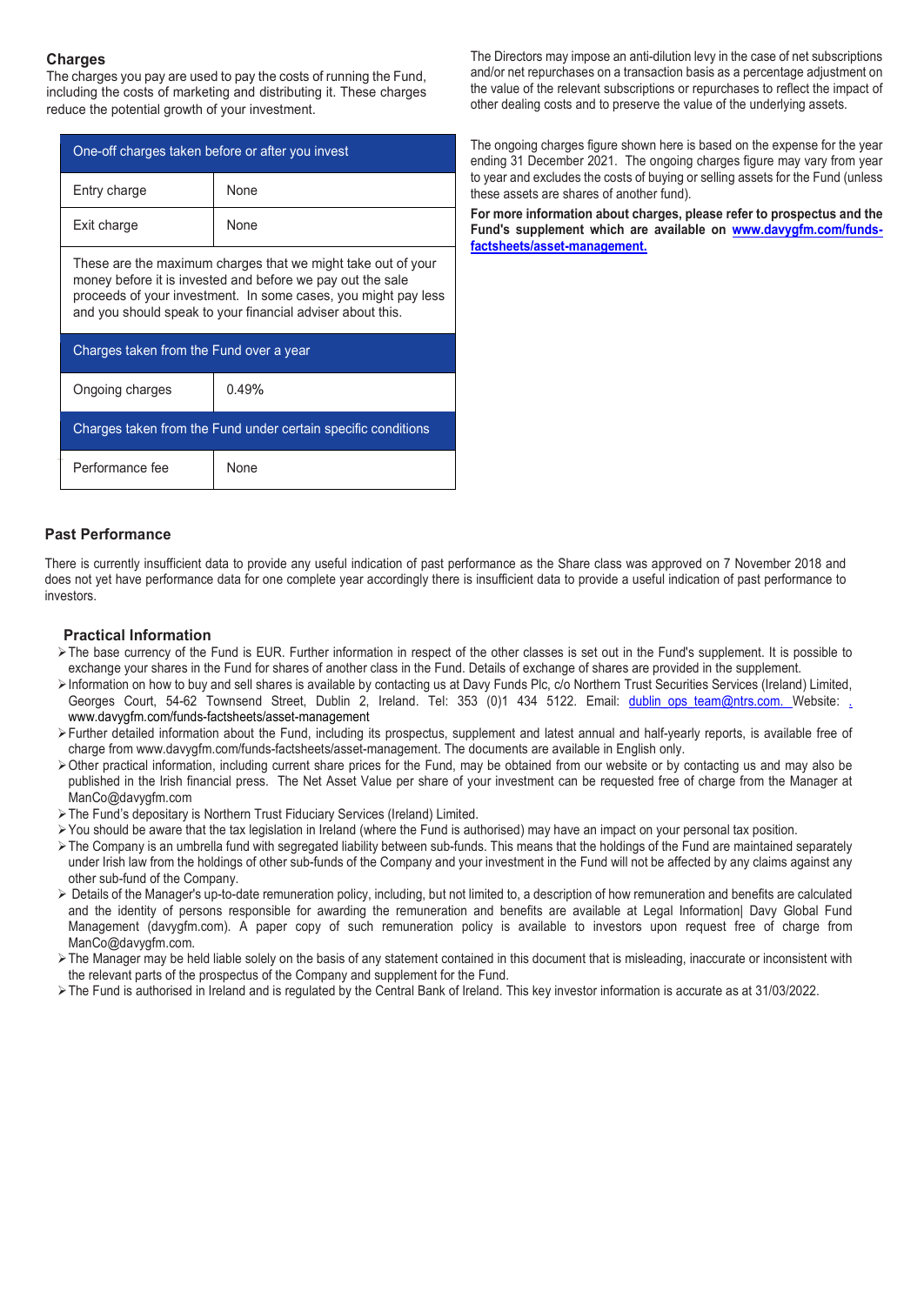## Charges

The charges you pay are used to pay the costs of running the Fund, including the costs of marketing and distributing it. These charges reduce the potential growth of your investment.

| One-off charges taken before or after you invest | |
|---|---|
| Entry charge | None |
| Exit charge | None |
| These are the maximum charges that we might take out of your money before it is invested and before we pay out the sale proceeds of your investment. In some cases, you might pay less and you should speak to your financial adviser about this. | |
| **Charges taken from the Fund over a year** | |
| Ongoing charges | 0.49% |
| **Charges taken from the Fund under certain specific conditions** | |
| Performance fee | None |

The Directors may impose an anti-dilution levy in the case of net subscriptions and/or net repurchases on a transaction basis as a percentage adjustment on the value of the relevant subscriptions or repurchases to reflect the impact of other dealing costs and to preserve the value of the underlying assets.

The ongoing charges figure shown here is based on the expense for the year ending 31 December 2021. The ongoing charges figure may vary from year to year and excludes the costs of buying or selling assets for the Fund (unless these assets are shares of another fund).

**For more information about charges, please refer to prospectus and the Fund's supplement which are available on www.davygfm.com/funds-factsheets/asset-management.**

## Past Performance

There is currently insufficient data to provide any useful indication of past performance as the Share class was approved on 7 November 2018 and does not yet have performance data for one complete year accordingly there is insufficient data to provide a useful indication of past performance to investors.

## Practical Information

- The base currency of the Fund is EUR. Further information in respect of the other classes is set out in the Fund's supplement. It is possible to exchange your shares in the Fund for shares of another class in the Fund. Details of exchange of shares are provided in the supplement.
- Information on how to buy and sell shares is available by contacting us at Davy Funds Plc, c/o Northern Trust Securities Services (Ireland) Limited, Georges Court, 54-62 Townsend Street, Dublin 2, Ireland. Tel: 353 (0)1 434 5122. Email: dublin_ops_team@ntrs.com. Website: www.davygfm.com/funds-factsheets/asset-management
- Further detailed information about the Fund, including its prospectus, supplement and latest annual and half-yearly reports, is available free of charge from www.davygfm.com/funds-factsheets/asset-management. The documents are available in English only.
- Other practical information, including current share prices for the Fund, may be obtained from our website or by contacting us and may also be published in the Irish financial press. The Net Asset Value per share of your investment can be requested free of charge from the Manager at ManCo@davygfm.com
- The Fund's depositary is Northern Trust Fiduciary Services (Ireland) Limited.
- You should be aware that the tax legislation in Ireland (where the Fund is authorised) may have an impact on your personal tax position.
- The Company is an umbrella fund with segregated liability between sub-funds. This means that the holdings of the Fund are maintained separately under Irish law from the holdings of other sub-funds of the Company and your investment in the Fund will not be affected by any claims against any other sub-fund of the Company.
- Details of the Manager's up-to-date remuneration policy, including, but not limited to, a description of how remuneration and benefits are calculated and the identity of persons responsible for awarding the remuneration and benefits are available at Legal Information| Davy Global Fund Management (davygfm.com). A paper copy of such remuneration policy is available to investors upon request free of charge from ManCo@davygfm.com.
- The Manager may be held liable solely on the basis of any statement contained in this document that is misleading, inaccurate or inconsistent with the relevant parts of the prospectus of the Company and supplement for the Fund.
- The Fund is authorised in Ireland and is regulated by the Central Bank of Ireland. This key investor information is accurate as at 31/03/2022.